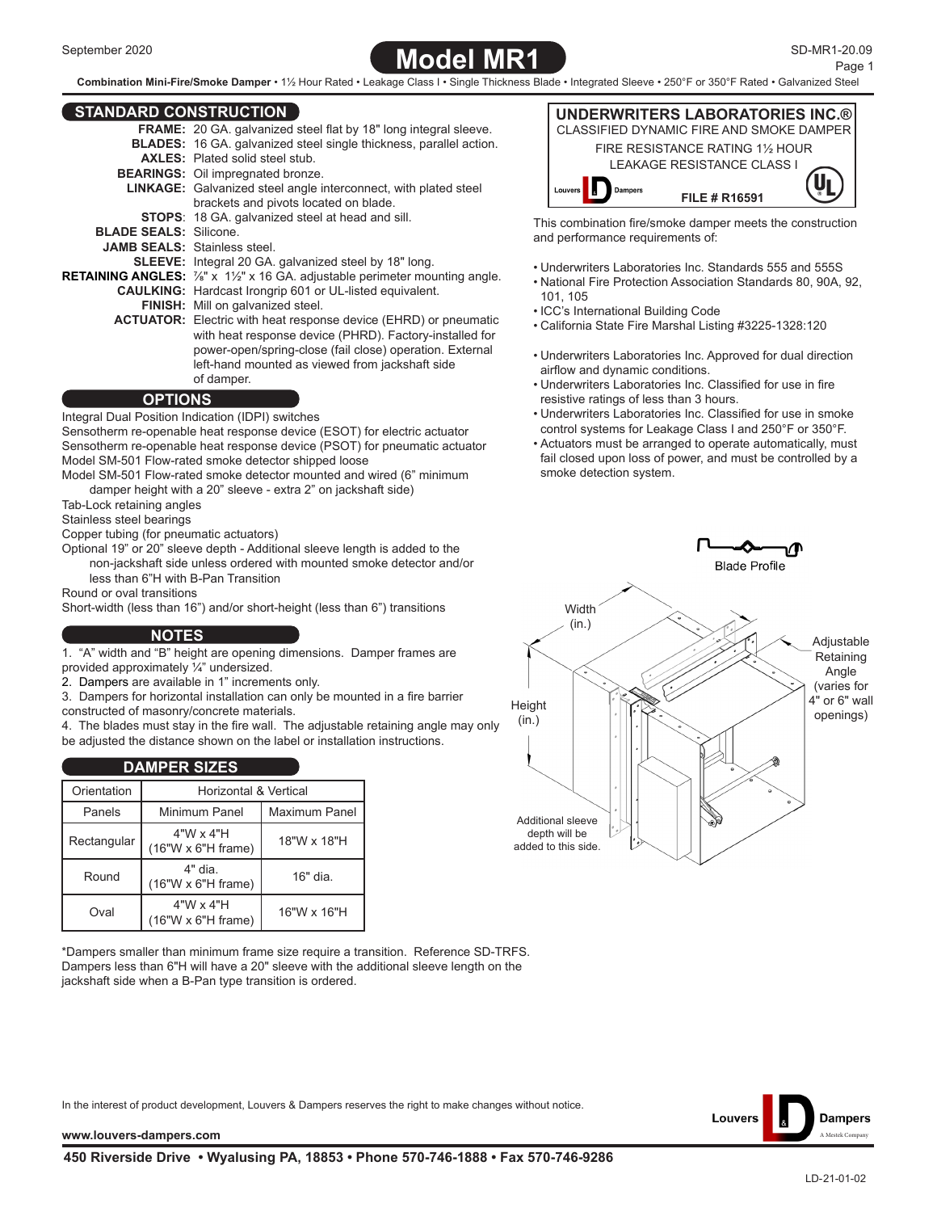# Model MR1

**Combination Mini-Fire/Smoke Damper** • 1½ Hour Rated • Leakage Class I • Single Thickness Blade • Integrated Sleeve • 250°F or 350°F Rated • Galvanized Steel

## STANDARD CONSTRUCTION

**FRAME:** 20 GA. galvanized steel flat by 18" long integral sleeve.
**BLADES:** 16 GA. galvanized steel single thickness, parallel action.
**AXLES:** Plated solid steel stub.
**BEARINGS:** Oil impregnated bronze.
**LINKAGE:** Galvanized steel angle interconnect, with plated steel brackets and pivots located on blade.
**STOPS**: 18 GA. galvanized steel at head and sill.
**BLADE SEALS:** Silicone.
**JAMB SEALS:** Stainless steel.
**SLEEVE:** Integral 20 GA. galvanized steel by 18" long.
**RETAINING ANGLES:** ⅞" x 1½" x 16 GA. adjustable perimeter mounting angle.
**CAULKING:** Hardcast Irongrip 601 or UL-listed equivalent.
**FINISH:** Mill on galvanized steel.
**ACTUATOR:** Electric with heat response device (EHRD) or pneumatic with heat response device (PHRD). Factory-installed for power-open/spring-close (fail close) operation. External left-hand mounted as viewed from jackshaft side of damper.

## OPTIONS

Integral Dual Position Indication (IDPI) switches
Sensotherm re-openable heat response device (ESOT) for electric actuator
Sensotherm re-openable heat response device (PSOT) for pneumatic actuator
Model SM-501 Flow-rated smoke detector shipped loose
Model SM-501 Flow-rated smoke detector mounted and wired (6" minimum damper height with a 20" sleeve - extra 2" on jackshaft side)
Tab-Lock retaining angles
Stainless steel bearings
Copper tubing (for pneumatic actuators)
Optional 19" or 20" sleeve depth - Additional sleeve length is added to the non-jackshaft side unless ordered with mounted smoke detector and/or less than 6"H with B-Pan Transition
Round or oval transitions
Short-width (less than 16") and/or short-height (less than 6") transitions

## NOTES

1. "A" width and "B" height are opening dimensions. Damper frames are provided approximately ¼" undersized.
2. Dampers are available in 1" increments only.
3. Dampers for horizontal installation can only be mounted in a fire barrier constructed of masonry/concrete materials.
4. The blades must stay in the fire wall. The adjustable retaining angle may only be adjusted the distance shown on the label or installation instructions.

## DAMPER SIZES

| Orientation | Horizontal & Vertical | |
|---|---|---|
| Panels | Minimum Panel | Maximum Panel |
| Rectangular | 4"W x 4"H (16"W x 6"H frame) | 18"W x 18"H |
| Round | 4" dia. (16"W x 6"H frame) | 16" dia. |
| Oval | 4"W x 4"H (16"W x 6"H frame) | 16"W x 16"H |

*Dampers smaller than minimum frame size require a transition. Reference SD-TRFS. Dampers less than 6"H will have a 20" sleeve with the additional sleeve length on the jackshaft side when a B-Pan type transition is ordered.

**UNDERWRITERS LABORATORIES INC.®**
CLASSIFIED DYNAMIC FIRE AND SMOKE DAMPER
FIRE RESISTANCE RATING 1½ HOUR
LEAKAGE RESISTANCE CLASS I
FILE # R16591

This combination fire/smoke damper meets the construction and performance requirements of:

- Underwriters Laboratories Inc. Standards 555 and 555S
- National Fire Protection Association Standards 80, 90A, 92, 101, 105
- ICC's International Building Code
- California State Fire Marshal Listing #3225-1328:120

- Underwriters Laboratories Inc. Approved for dual direction airflow and dynamic conditions.
- Underwriters Laboratories Inc. Classified for use in fire resistive ratings of less than 3 hours.
- Underwriters Laboratories Inc. Classified for use in smoke control systems for Leakage Class I and 250°F or 350°F.
- Actuators must be arranged to operate automatically, must fail closed upon loss of power, and must be controlled by a smoke detection system.

Blade Profile

Width (in.)
Height (in.)
Adjustable Retaining Angle (varies for 4" or 6" wall openings)
Additional sleeve depth will be added to this side.

In the interest of product development, Louvers & Dampers reserves the right to make changes without notice.

www.louvers-dampers.com

450 Riverside Drive • Wyalusing PA, 18853 • Phone 570-746-1888 • Fax 570-746-9286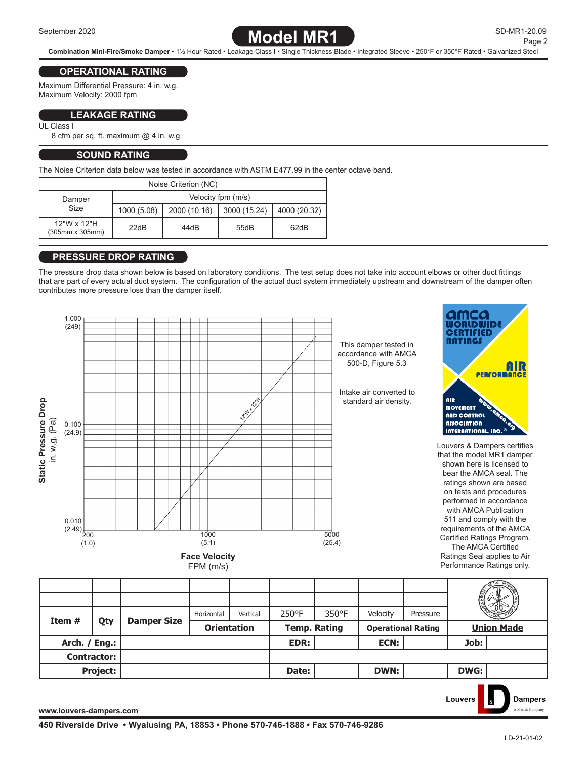# Model MR1

**Combination Mini-Fire/Smoke Damper** • 1½ Hour Rated • Leakage Class I • Single Thickness Blade • Integrated Sleeve • 250°F or 350°F Rated • Galvanized Steel

## OPERATIONAL RATING

Maximum Differential Pressure: 4 in. w.g.
Maximum Velocity: 2000 fpm

## LEAKAGE RATING

UL Class I
8 cfm per sq. ft. maximum @ 4 in. w.g.

## SOUND RATING

The Noise Criterion data below was tested in accordance with ASTM E477.99 in the center octave band.

| Noise Criterion (NC) | | | | |
|---|---|---|---|---|
| Damper Size | Velocity fpm (m/s) | | | |
| | 1000 (5.08) | 2000 (10.16) | 3000 (15.24) | 4000 (20.32) |
| 12"W x 12"H (305mm x 305mm) | 22dB | 44dB | 55dB | 62dB |

## PRESSURE DROP RATING

The pressure drop data shown below is based on laboratory conditions. The test setup does not take into account elbows or other duct fittings that are part of every actual duct system. The configuration of the actual duct system immediately upstream and downstream of the damper often contributes more pressure loss than the damper itself.

Static Pressure Drop in. w.g. (Pa)

1.000 (249)

0.100 (24.9)

0.010 (2.49)

200 (1.0)

1000 (5.1)

5000 (25.4)

12"W x 12"H

Face Velocity FPM (m/s)

This damper tested in accordance with AMCA 500-D, Figure 5.3

Intake air converted to standard air density.

amca WORLDWIDE CERTIFIED RATINGS AIR PERFORMANCE AIR MOVEMENT AND CONTROL ASSOCIATION INTERNATIONAL, INC.® www.amca.org

Louvers & Dampers certifies that the model MR1 damper shown here is licensed to bear the AMCA seal. The ratings shown are based on tests and procedures performed in accordance with AMCA Publication 511 and comply with the requirements of the AMCA Certified Ratings Program. The AMCA Certified Ratings Seal applies to Air Performance Ratings only.

| | | | | | | | | | |
|---|---|---|---|---|---|---|---|---|---|
| | | | | | | | | | |
| | | | | | | | | | |
| Item # | Qty | Damper Size | Horizontal | Vertical | 250°F | 350°F | Velocity | Pressure | |
| | | | Orientation | | Temp. Rating | | Operational Rating | | Union Made |
| Arch. / Eng.: | | | | | EDR: | | ECN: | | Job: |
| Contractor: | | | | | | | | | |
| Project: | | | | | Date: | | DWN: | | DWG: |

Louvers & Dampers A Mestek Company

www.louvers-dampers.com

450 Riverside Drive • Wyalusing PA, 18853 • Phone 570-746-1888 • Fax 570-746-9286

LD-21-01-02